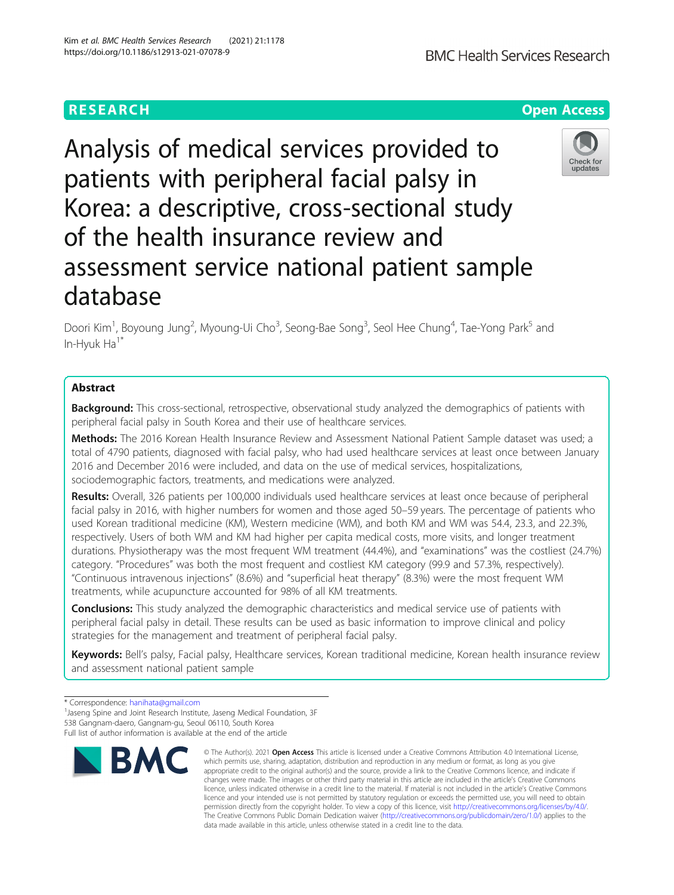RESEARCH

Open Access

# Analysis of medical services provided to patients with peripheral facial palsy in Korea: a descriptive, cross-sectional study of the health insurance review and assessment service national patient sample database

Doori Kim[1], Boyoung Jung[2], Myoung-Ui Cho[3], Seong-Bae Song[3], Seol Hee Chung[4], Tae-Yong Park[5] and In-Hyuk Ha[1*]

## Abstract

**Background:** This cross-sectional, retrospective, observational study analyzed the demographics of patients with peripheral facial palsy in South Korea and their use of healthcare services.

**Methods:** The 2016 Korean Health Insurance Review and Assessment National Patient Sample dataset was used; a total of 4790 patients, diagnosed with facial palsy, who had used healthcare services at least once between January 2016 and December 2016 were included, and data on the use of medical services, hospitalizations, sociodemographic factors, treatments, and medications were analyzed.

**Results:** Overall, 326 patients per 100,000 individuals used healthcare services at least once because of peripheral facial palsy in 2016, with higher numbers for women and those aged 50–59 years. The percentage of patients who used Korean traditional medicine (KM), Western medicine (WM), and both KM and WM was 54.4, 23.3, and 22.3%, respectively. Users of both WM and KM had higher per capita medical costs, more visits, and longer treatment durations. Physiotherapy was the most frequent WM treatment (44.4%), and "examinations" was the costliest (24.7%) category. "Procedures" was both the most frequent and costliest KM category (99.9 and 57.3%, respectively). "Continuous intravenous injections" (8.6%) and "superficial heat therapy" (8.3%) were the most frequent WM treatments, while acupuncture accounted for 98% of all KM treatments.

**Conclusions:** This study analyzed the demographic characteristics and medical service use of patients with peripheral facial palsy in detail. These results can be used as basic information to improve clinical and policy strategies for the management and treatment of peripheral facial palsy.

**Keywords:** Bell's palsy, Facial palsy, Healthcare services, Korean traditional medicine, Korean health insurance review and assessment national patient sample

---

* Correspondence: hanihata@gmail.com

[1]Jaseng Spine and Joint Research Institute, Jaseng Medical Foundation, 3F 538 Gangnam-daero, Gangnam-gu, Seoul 06110, South Korea

Full list of author information is available at the end of the article

© The Author(s). 2021 **Open Access** This article is licensed under a Creative Commons Attribution 4.0 International License, which permits use, sharing, adaptation, distribution and reproduction in any medium or format, as long as you give appropriate credit to the original author(s) and the source, provide a link to the Creative Commons licence, and indicate if changes were made. The images or other third party material in this article are included in the article's Creative Commons licence, unless indicated otherwise in a credit line to the material. If material is not included in the article's Creative Commons licence and your intended use is not permitted by statutory regulation or exceeds the permitted use, you will need to obtain permission directly from the copyright holder. To view a copy of this licence, visit http://creativecommons.org/licenses/by/4.0/. The Creative Commons Public Domain Dedication waiver (http://creativecommons.org/publicdomain/zero/1.0/) applies to the data made available in this article, unless otherwise stated in a credit line to the data.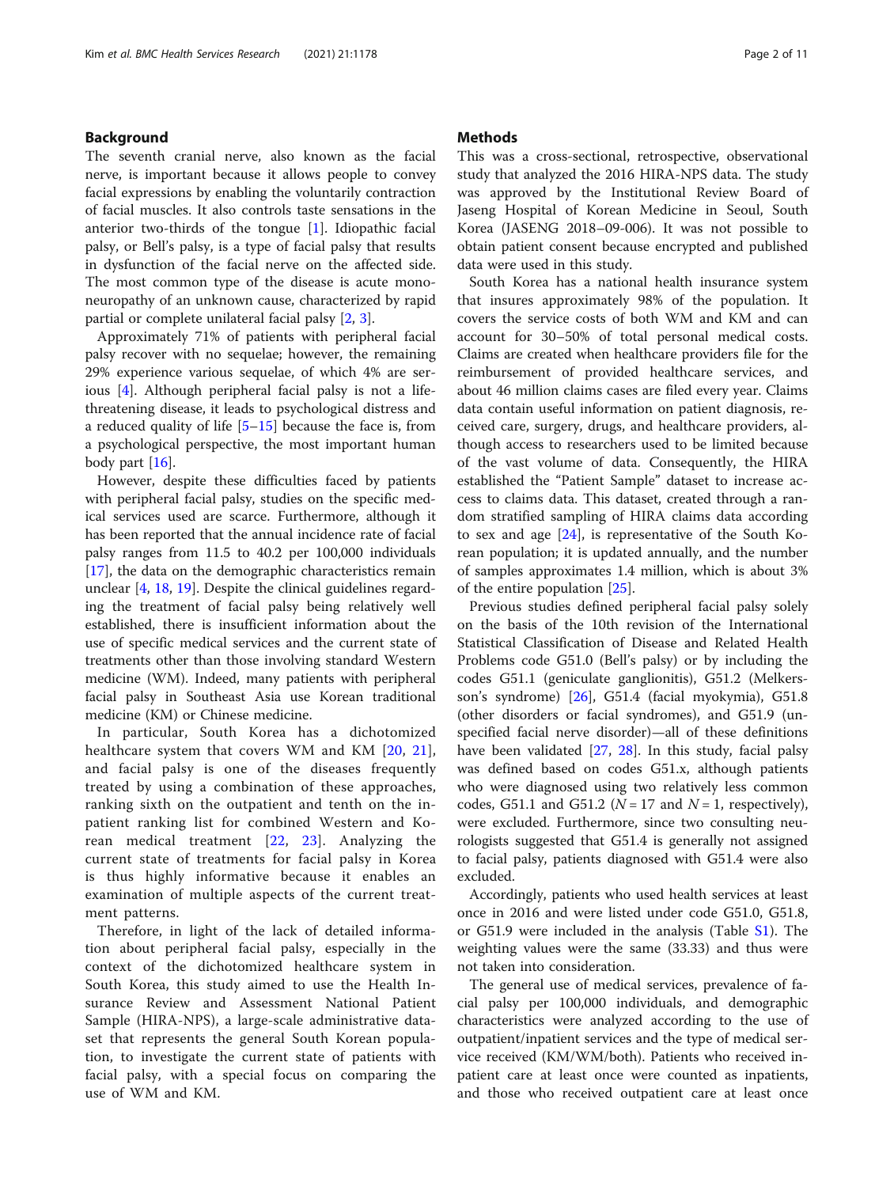## Background

The seventh cranial nerve, also known as the facial nerve, is important because it allows people to convey facial expressions by enabling the voluntarily contraction of facial muscles. It also controls taste sensations in the anterior two-thirds of the tongue [1]. Idiopathic facial palsy, or Bell's palsy, is a type of facial palsy that results in dysfunction of the facial nerve on the affected side. The most common type of the disease is acute mononeuropathy of an unknown cause, characterized by rapid partial or complete unilateral facial palsy [2, 3].

Approximately 71% of patients with peripheral facial palsy recover with no sequelae; however, the remaining 29% experience various sequelae, of which 4% are serious [4]. Although peripheral facial palsy is not a life-threatening disease, it leads to psychological distress and a reduced quality of life [5–15] because the face is, from a psychological perspective, the most important human body part [16].

However, despite these difficulties faced by patients with peripheral facial palsy, studies on the specific medical services used are scarce. Furthermore, although it has been reported that the annual incidence rate of facial palsy ranges from 11.5 to 40.2 per 100,000 individuals [17], the data on the demographic characteristics remain unclear [4, 18, 19]. Despite the clinical guidelines regarding the treatment of facial palsy being relatively well established, there is insufficient information about the use of specific medical services and the current state of treatments other than those involving standard Western medicine (WM). Indeed, many patients with peripheral facial palsy in Southeast Asia use Korean traditional medicine (KM) or Chinese medicine.

In particular, South Korea has a dichotomized healthcare system that covers WM and KM [20, 21], and facial palsy is one of the diseases frequently treated by using a combination of these approaches, ranking sixth on the outpatient and tenth on the inpatient ranking list for combined Western and Korean medical treatment [22, 23]. Analyzing the current state of treatments for facial palsy in Korea is thus highly informative because it enables an examination of multiple aspects of the current treatment patterns.

Therefore, in light of the lack of detailed information about peripheral facial palsy, especially in the context of the dichotomized healthcare system in South Korea, this study aimed to use the Health Insurance Review and Assessment National Patient Sample (HIRA-NPS), a large-scale administrative dataset that represents the general South Korean population, to investigate the current state of patients with facial palsy, with a special focus on comparing the use of WM and KM.

## Methods

This was a cross-sectional, retrospective, observational study that analyzed the 2016 HIRA-NPS data. The study was approved by the Institutional Review Board of Jaseng Hospital of Korean Medicine in Seoul, South Korea (JASENG 2018–09-006). It was not possible to obtain patient consent because encrypted and published data were used in this study.

South Korea has a national health insurance system that insures approximately 98% of the population. It covers the service costs of both WM and KM and can account for 30–50% of total personal medical costs. Claims are created when healthcare providers file for the reimbursement of provided healthcare services, and about 46 million claims cases are filed every year. Claims data contain useful information on patient diagnosis, received care, surgery, drugs, and healthcare providers, although access to researchers used to be limited because of the vast volume of data. Consequently, the HIRA established the "Patient Sample" dataset to increase access to claims data. This dataset, created through a random stratified sampling of HIRA claims data according to sex and age [24], is representative of the South Korean population; it is updated annually, and the number of samples approximates 1.4 million, which is about 3% of the entire population [25].

Previous studies defined peripheral facial palsy solely on the basis of the 10th revision of the International Statistical Classification of Disease and Related Health Problems code G51.0 (Bell's palsy) or by including the codes G51.1 (geniculate ganglionitis), G51.2 (Melkersson's syndrome) [26], G51.4 (facial myokymia), G51.8 (other disorders or facial syndromes), and G51.9 (unspecified facial nerve disorder)—all of these definitions have been validated [27, 28]. In this study, facial palsy was defined based on codes G51.x, although patients who were diagnosed using two relatively less common codes, G51.1 and G51.2 ($N = 17$ and $N = 1$, respectively), were excluded. Furthermore, since two consulting neurologists suggested that G51.4 is generally not assigned to facial palsy, patients diagnosed with G51.4 were also excluded.

Accordingly, patients who used health services at least once in 2016 and were listed under code G51.0, G51.8, or G51.9 were included in the analysis (Table S1). The weighting values were the same (33.33) and thus were not taken into consideration.

The general use of medical services, prevalence of facial palsy per 100,000 individuals, and demographic characteristics were analyzed according to the use of outpatient/inpatient services and the type of medical service received (KM/WM/both). Patients who received inpatient care at least once were counted as inpatients, and those who received outpatient care at least once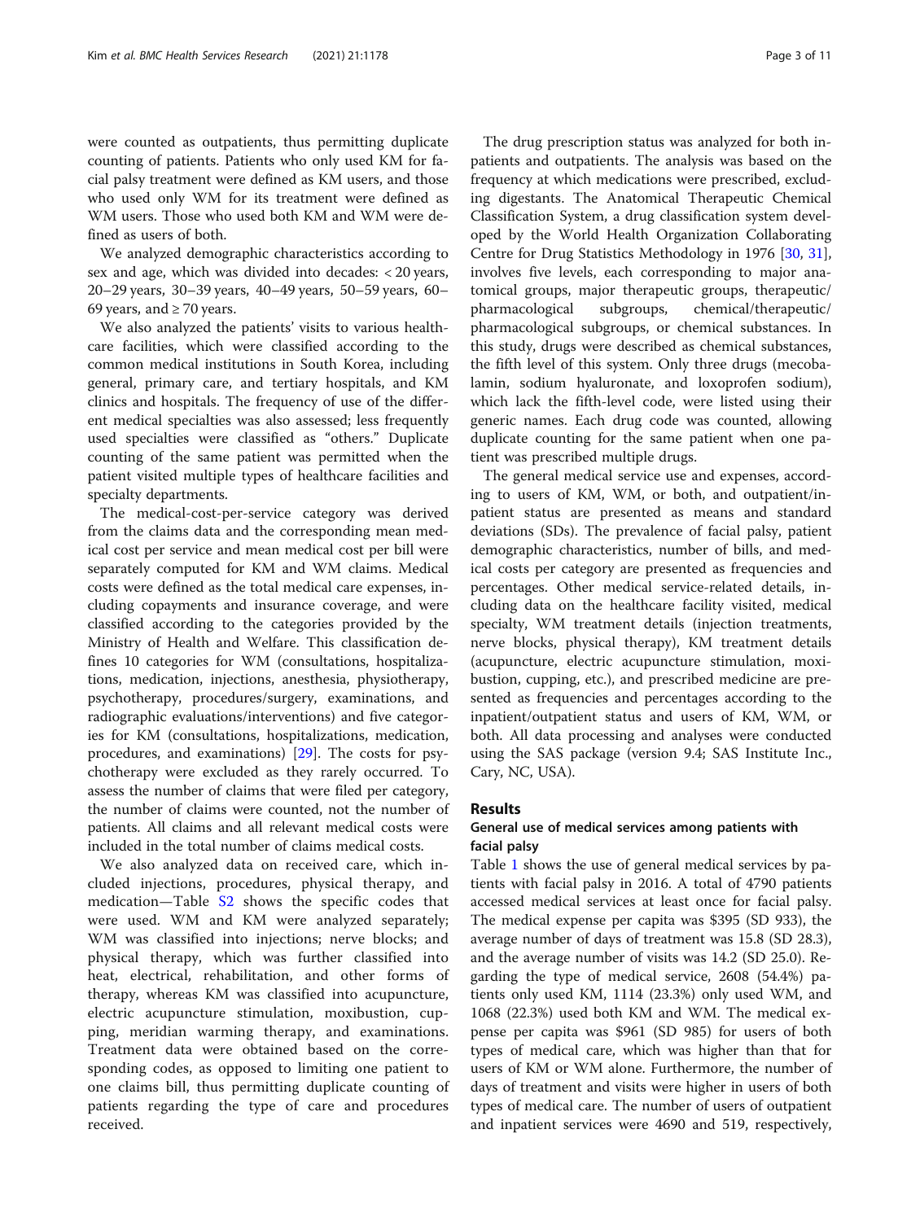were counted as outpatients, thus permitting duplicate counting of patients. Patients who only used KM for facial palsy treatment were defined as KM users, and those who used only WM for its treatment were defined as WM users. Those who used both KM and WM were defined as users of both.

We analyzed demographic characteristics according to sex and age, which was divided into decades: < 20 years, 20–29 years, 30–39 years, 40–49 years, 50–59 years, 60–69 years, and ≥ 70 years.

We also analyzed the patients' visits to various healthcare facilities, which were classified according to the common medical institutions in South Korea, including general, primary care, and tertiary hospitals, and KM clinics and hospitals. The frequency of use of the different medical specialties was also assessed; less frequently used specialties were classified as "others." Duplicate counting of the same patient was permitted when the patient visited multiple types of healthcare facilities and specialty departments.

The medical-cost-per-service category was derived from the claims data and the corresponding mean medical cost per service and mean medical cost per bill were separately computed for KM and WM claims. Medical costs were defined as the total medical care expenses, including copayments and insurance coverage, and were classified according to the categories provided by the Ministry of Health and Welfare. This classification defines 10 categories for WM (consultations, hospitalizations, medication, injections, anesthesia, physiotherapy, psychotherapy, procedures/surgery, examinations, and radiographic evaluations/interventions) and five categories for KM (consultations, hospitalizations, medication, procedures, and examinations) [29]. The costs for psychotherapy were excluded as they rarely occurred. To assess the number of claims that were filed per category, the number of claims were counted, not the number of patients. All claims and all relevant medical costs were included in the total number of claims medical costs.

We also analyzed data on received care, which included injections, procedures, physical therapy, and medication—Table S2 shows the specific codes that were used. WM and KM were analyzed separately; WM was classified into injections; nerve blocks; and physical therapy, which was further classified into heat, electrical, rehabilitation, and other forms of therapy, whereas KM was classified into acupuncture, electric acupuncture stimulation, moxibustion, cupping, meridian warming therapy, and examinations. Treatment data were obtained based on the corresponding codes, as opposed to limiting one patient to one claims bill, thus permitting duplicate counting of patients regarding the type of care and procedures received.

The drug prescription status was analyzed for both inpatients and outpatients. The analysis was based on the frequency at which medications were prescribed, excluding digestants. The Anatomical Therapeutic Chemical Classification System, a drug classification system developed by the World Health Organization Collaborating Centre for Drug Statistics Methodology in 1976 [30, 31], involves five levels, each corresponding to major anatomical groups, major therapeutic groups, therapeutic/pharmacological subgroups, chemical/therapeutic/pharmacological subgroups, or chemical substances. In this study, drugs were described as chemical substances, the fifth level of this system. Only three drugs (mecobalamin, sodium hyaluronate, and loxoprofen sodium), which lack the fifth-level code, were listed using their generic names. Each drug code was counted, allowing duplicate counting for the same patient when one patient was prescribed multiple drugs.

The general medical service use and expenses, according to users of KM, WM, or both, and outpatient/inpatient status are presented as means and standard deviations (SDs). The prevalence of facial palsy, patient demographic characteristics, number of bills, and medical costs per category are presented as frequencies and percentages. Other medical service-related details, including data on the healthcare facility visited, medical specialty, WM treatment details (injection treatments, nerve blocks, physical therapy), KM treatment details (acupuncture, electric acupuncture stimulation, moxibustion, cupping, etc.), and prescribed medicine are presented as frequencies and percentages according to the inpatient/outpatient status and users of KM, WM, or both. All data processing and analyses were conducted using the SAS package (version 9.4; SAS Institute Inc., Cary, NC, USA).

## Results

### General use of medical services among patients with facial palsy

Table 1 shows the use of general medical services by patients with facial palsy in 2016. A total of 4790 patients accessed medical services at least once for facial palsy. The medical expense per capita was $395 (SD 933), the average number of days of treatment was 15.8 (SD 28.3), and the average number of visits was 14.2 (SD 25.0). Regarding the type of medical service, 2608 (54.4%) patients only used KM, 1114 (23.3%) only used WM, and 1068 (22.3%) used both KM and WM. The medical expense per capita was $961 (SD 985) for users of both types of medical care, which was higher than that for users of KM or WM alone. Furthermore, the number of days of treatment and visits were higher in users of both types of medical care. The number of users of outpatient and inpatient services were 4690 and 519, respectively,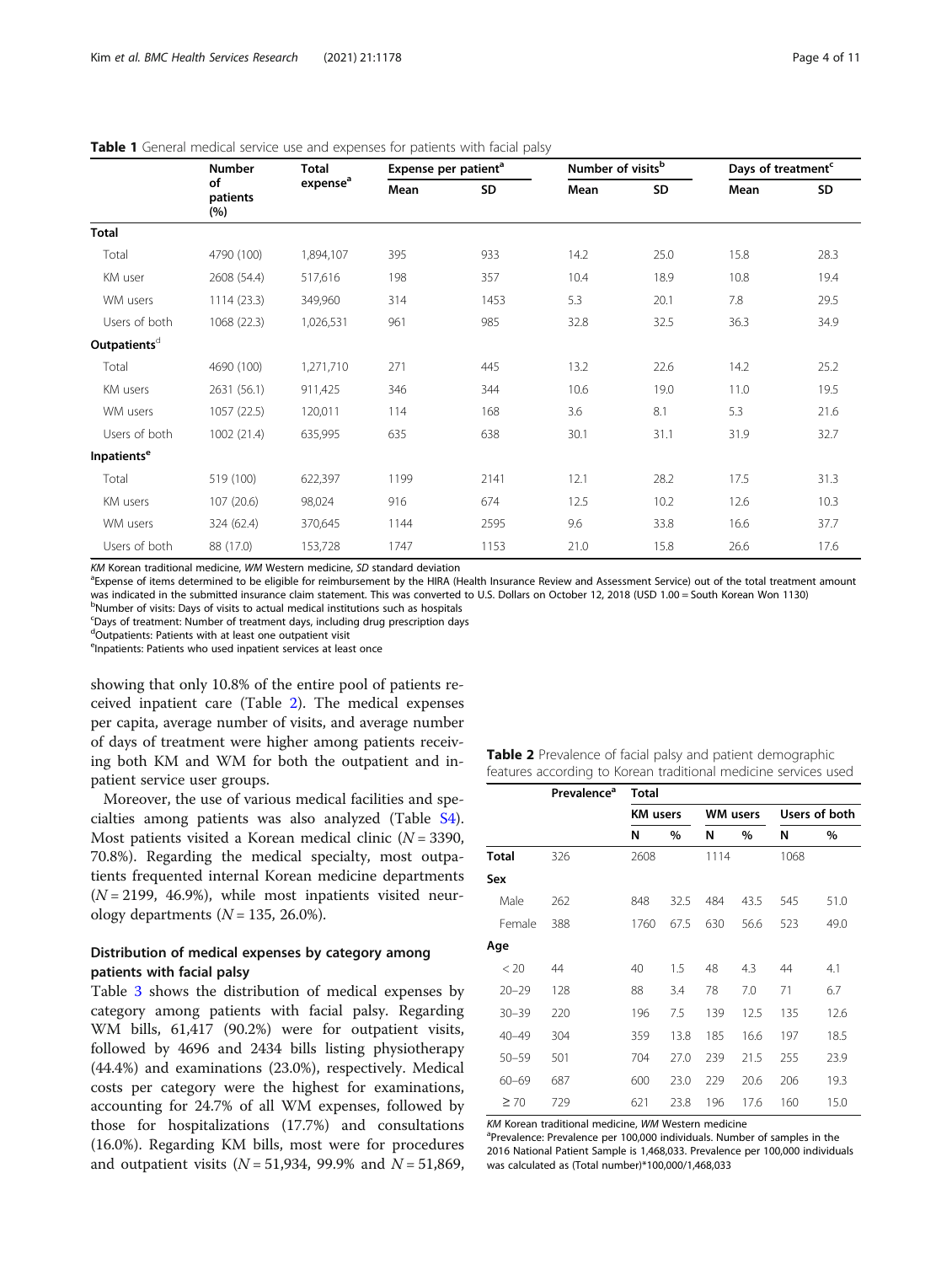**Table 1** General medical service use and expenses for patients with facial palsy

| | Number of patients (%) | Total expense[a] | Expense per patient[a] | | Number of visits[b] | | Days of treatment[c] | |
|---|---|---|---|---|---|---|---|---|
| | | | Mean | SD | Mean | SD | Mean | SD |
| **Total** | | | | | | | | |
| Total | 4790 (100) | 1,894,107 | 395 | 933 | 14.2 | 25.0 | 15.8 | 28.3 |
| KM user | 2608 (54.4) | 517,616 | 198 | 357 | 10.4 | 18.9 | 10.8 | 19.4 |
| WM users | 1114 (23.3) | 349,960 | 314 | 1453 | 5.3 | 20.1 | 7.8 | 29.5 |
| Users of both | 1068 (22.3) | 1,026,531 | 961 | 985 | 32.8 | 32.5 | 36.3 | 34.9 |
| **Outpatients**[d] | | | | | | | | |
| Total | 4690 (100) | 1,271,710 | 271 | 445 | 13.2 | 22.6 | 14.2 | 25.2 |
| KM users | 2631 (56.1) | 911,425 | 346 | 344 | 10.6 | 19.0 | 11.0 | 19.5 |
| WM users | 1057 (22.5) | 120,011 | 114 | 168 | 3.6 | 8.1 | 5.3 | 21.6 |
| Users of both | 1002 (21.4) | 635,995 | 635 | 638 | 30.1 | 31.1 | 31.9 | 32.7 |
| **Inpatients**[e] | | | | | | | | |
| Total | 519 (100) | 622,397 | 1199 | 2141 | 12.1 | 28.2 | 17.5 | 31.3 |
| KM users | 107 (20.6) | 98,024 | 916 | 674 | 12.5 | 10.2 | 12.6 | 10.3 |
| WM users | 324 (62.4) | 370,645 | 1144 | 2595 | 9.6 | 33.8 | 16.6 | 37.7 |
| Users of both | 88 (17.0) | 153,728 | 1747 | 1153 | 21.0 | 15.8 | 26.6 | 17.6 |

*KM* Korean traditional medicine, *WM* Western medicine, *SD* standard deviation
[a]Expense of items determined to be eligible for reimbursement by the HIRA (Health Insurance Review and Assessment Service) out of the total treatment amount was indicated in the submitted insurance claim statement. This was converted to U.S. Dollars on October 12, 2018 (USD 1.00 = South Korean Won 1130)
[b]Number of visits: Days of visits to actual medical institutions such as hospitals
[c]Days of treatment: Number of treatment days, including drug prescription days
[d]Outpatients: Patients with at least one outpatient visit
[e]Inpatients: Patients who used inpatient services at least once

showing that only 10.8% of the entire pool of patients received inpatient care (Table 2). The medical expenses per capita, average number of visits, and average number of days of treatment were higher among patients receiving both KM and WM for both the outpatient and inpatient service user groups.

Moreover, the use of various medical facilities and specialties among patients was also analyzed (Table S4). Most patients visited a Korean medical clinic ($N = 3390$, 70.8%). Regarding the medical specialty, most outpatients frequented internal Korean medicine departments ($N = 2199$, 46.9%), while most inpatients visited neurology departments ($N = 135$, 26.0%).

**Table 2** Prevalence of facial palsy and patient demographic features according to Korean traditional medicine services used

| | Prevalence[a] | Total | | | | | |
|---|---|---|---|---|---|---|---|
| | | KM users | | WM users | | Users of both | |
| | | N | % | N | % | N | % |
| **Total** | 326 | 2608 | | 1114 | | 1068 | |
| **Sex** | | | | | | | |
| Male | 262 | 848 | 32.5 | 484 | 43.5 | 545 | 51.0 |
| Female | 388 | 1760 | 67.5 | 630 | 56.6 | 523 | 49.0 |
| **Age** | | | | | | | |
| < 20 | 44 | 40 | 1.5 | 48 | 4.3 | 44 | 4.1 |
| 20–29 | 128 | 88 | 3.4 | 78 | 7.0 | 71 | 6.7 |
| 30–39 | 220 | 196 | 7.5 | 139 | 12.5 | 135 | 12.6 |
| 40–49 | 304 | 359 | 13.8 | 185 | 16.6 | 197 | 18.5 |
| 50–59 | 501 | 704 | 27.0 | 239 | 21.5 | 255 | 23.9 |
| 60–69 | 687 | 600 | 23.0 | 229 | 20.6 | 206 | 19.3 |
| ≥ 70 | 729 | 621 | 23.8 | 196 | 17.6 | 160 | 15.0 |

*KM* Korean traditional medicine, *WM* Western medicine
[a]Prevalence: Prevalence per 100,000 individuals. Number of samples in the 2016 National Patient Sample is 1,468,033. Prevalence per 100,000 individuals was calculated as (Total number)*100,000/1,468,033

## Distribution of medical expenses by category among patients with facial palsy

Table 3 shows the distribution of medical expenses by category among patients with facial palsy. Regarding WM bills, 61,417 (90.2%) were for outpatient visits, followed by 4696 and 2434 bills listing physiotherapy (44.4%) and examinations (23.0%), respectively. Medical costs per category were the highest for examinations, accounting for 24.7% of all WM expenses, followed by those for hospitalizations (17.7%) and consultations (16.0%). Regarding KM bills, most were for procedures and outpatient visits ($N = 51,934$, 99.9% and $N = 51,869$,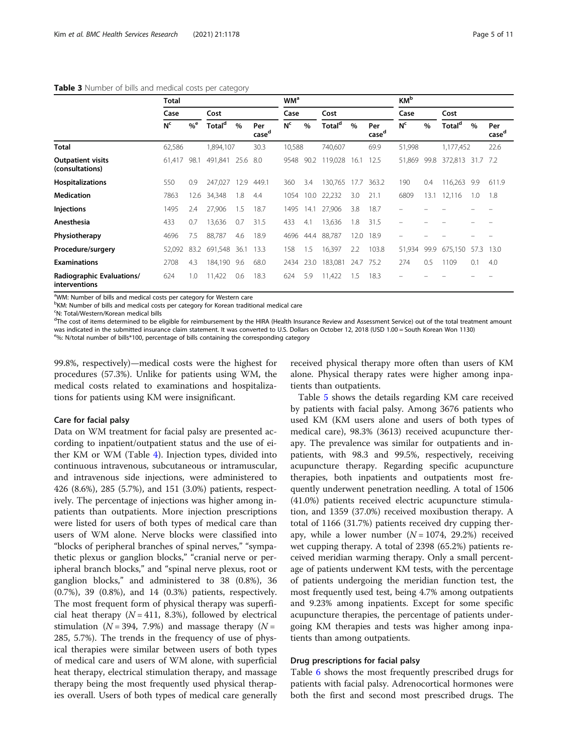**Table 3** Number of bills and medical costs per category

| | Total | | | | | WM[a] | | | | | KM[b] | | | | |
|---|---|---|---|---|---|---|---|---|---|---|---|---|---|---|---|
| | Case | | Cost | | | Case | | Cost | | | Case | | Cost | | |
| | N[c] | %[e] | Total[d] | % | Per case[d] | N[c] | % | Total[d] | % | Per case[d] | N[c] | % | Total[d] | % | Per case[d] |
| **Total** | 62,586 | | 1,894,107 | | 30.3 | 10,588 | | 740,607 | | 69.9 | 51,998 | | 1,177,452 | | 22.6 |
| **Outpatient visits (consultations)** | 61,417 | 98.1 | 491,841 | 25.6 | 8.0 | 9548 | 90.2 | 119,028 | 16.1 | 12.5 | 51,869 | 99.8 | 372,813 | 31.7 | 7.2 |
| **Hospitalizations** | 550 | 0.9 | 247,027 | 12.9 | 449.1 | 360 | 3.4 | 130,765 | 17.7 | 363.2 | 190 | 0.4 | 116,263 | 9.9 | 611.9 |
| **Medication** | 7863 | 12.6 | 34,348 | 1.8 | 4.4 | 1054 | 10.0 | 22,232 | 3.0 | 21.1 | 6809 | 13.1 | 12,116 | 1.0 | 1.8 |
| **Injections** | 1495 | 2.4 | 27,906 | 1.5 | 18.7 | 1495 | 14.1 | 27,906 | 3.8 | 18.7 | – | – | – | – | – |
| **Anesthesia** | 433 | 0.7 | 13,636 | 0.7 | 31.5 | 433 | 4.1 | 13,636 | 1.8 | 31.5 | – | – | – | – | – |
| **Physiotherapy** | 4696 | 7.5 | 88,787 | 4.6 | 18.9 | 4696 | 44.4 | 88,787 | 12.0 | 18.9 | – | – | – | – | – |
| **Procedure/surgery** | 52,092 | 83.2 | 691,548 | 36.1 | 13.3 | 158 | 1.5 | 16,397 | 2.2 | 103.8 | 51,934 | 99.9 | 675,150 | 57.3 | 13.0 |
| **Examinations** | 2708 | 4.3 | 184,190 | 9.6 | 68.0 | 2434 | 23.0 | 183,081 | 24.7 | 75.2 | 274 | 0.5 | 1109 | 0.1 | 4.0 |
| **Radiographic Evaluations/ interventions** | 624 | 1.0 | 11,422 | 0.6 | 18.3 | 624 | 5.9 | 11,422 | 1.5 | 18.3 | – | – | – | – | – |

[a]WM: Number of bills and medical costs per category for Western care
[b]KM: Number of bills and medical costs per category for Korean traditional medical care
[c]N: Total/Western/Korean medical bills
[d]The cost of items determined to be eligible for reimbursement by the HIRA (Health Insurance Review and Assessment Service) out of the total treatment amount was indicated in the submitted insurance claim statement. It was converted to U.S. Dollars on October 12, 2018 (USD 1.00 = South Korean Won 1130)
[e]%: N/total number of bills*100, percentage of bills containing the corresponding category

99.8%, respectively)—medical costs were the highest for procedures (57.3%). Unlike for patients using WM, the medical costs related to examinations and hospitalizations for patients using KM were insignificant.

### Care for facial palsy

Data on WM treatment for facial palsy are presented according to inpatient/outpatient status and the use of either KM or WM (Table 4). Injection types, divided into continuous intravenous, subcutaneous or intramuscular, and intravenous side injections, were administered to 426 (8.6%), 285 (5.7%), and 151 (3.0%) patients, respectively. The percentage of injections was higher among inpatients than outpatients. More injection prescriptions were listed for users of both types of medical care than users of WM alone. Nerve blocks were classified into "blocks of peripheral branches of spinal nerves," "sympathetic plexus or ganglion blocks," "cranial nerve or peripheral branch blocks," and "spinal nerve plexus, root or ganglion blocks," and administered to 38 (0.8%), 36 (0.7%), 39 (0.8%), and 14 (0.3%) patients, respectively. The most frequent form of physical therapy was superficial heat therapy ($N = 411$, 8.3%), followed by electrical stimulation ($N = 394$, 7.9%) and massage therapy ($N = 285$, 5.7%). The trends in the frequency of use of physical therapies were similar between users of both types of medical care and users of WM alone, with superficial heat therapy, electrical stimulation therapy, and massage therapy being the most frequently used physical therapies overall. Users of both types of medical care generally received physical therapy more often than users of KM alone. Physical therapy rates were higher among inpatients than outpatients.

Table 5 shows the details regarding KM care received by patients with facial palsy. Among 3676 patients who used KM (KM users alone and users of both types of medical care), 98.3% (3613) received acupuncture therapy. The prevalence was similar for outpatients and inpatients, with 98.3 and 99.5%, respectively, receiving acupuncture therapy. Regarding specific acupuncture therapies, both inpatients and outpatients most frequently underwent penetration needling. A total of 1506 (41.0%) patients received electric acupuncture stimulation, and 1359 (37.0%) received moxibustion therapy. A total of 1166 (31.7%) patients received dry cupping therapy, while a lower number ($N = 1074$, 29.2%) received wet cupping therapy. A total of 2398 (65.2%) patients received meridian warming therapy. Only a small percentage of patients underwent KM tests, with the percentage of patients undergoing the meridian function test, the most frequently used test, being 4.7% among outpatients and 9.23% among inpatients. Except for some specific acupuncture therapies, the percentage of patients undergoing KM therapies and tests was higher among inpatients than among outpatients.

### Drug prescriptions for facial palsy

Table 6 shows the most frequently prescribed drugs for patients with facial palsy. Adrenocortical hormones were both the first and second most prescribed drugs. The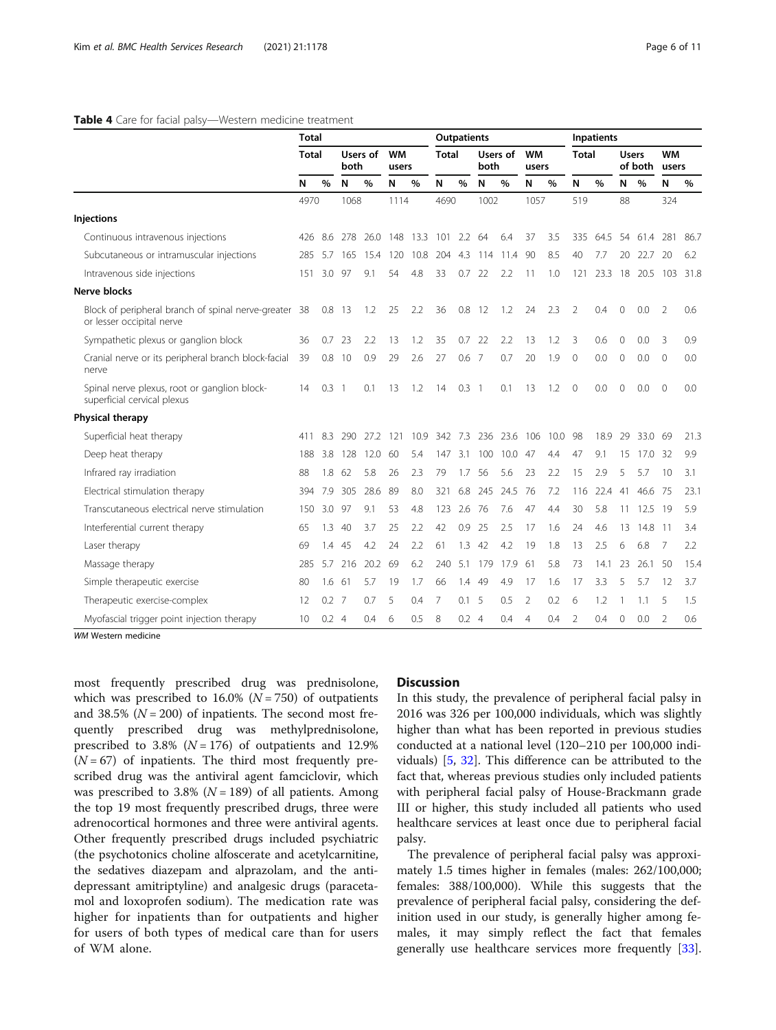**Table 4** Care for facial palsy—Western medicine treatment

| | Total | | | | | | Outpatients | | | | | | Inpatients | | | | | |
|---|---|---|---|---|---|---|---|---|---|---|---|---|---|---|---|---|---|---|
| | Total | | Users of both | | WM users | | Total | | Users of both | | WM users | | Total | | Users of both | | WM users | |
| | N | % | N | % | N | % | N | % | N | % | N | % | N | % | N | % | N | % |
| | 4970 | | 1068 | | 1114 | | 4690 | | 1002 | | 1057 | | 519 | | 88 | | 324 | |
| **Injections** | | | | | | | | | | | | | | | | | | |
| Continuous intravenous injections | 426 | 8.6 | 278 | 26.0 | 148 | 13.3 | 101 | 2.2 | 64 | 6.4 | 37 | 3.5 | 335 | 64.5 | 54 | 61.4 | 281 | 86.7 |
| Subcutaneous or intramuscular injections | 285 | 5.7 | 165 | 15.4 | 120 | 10.8 | 204 | 4.3 | 114 | 11.4 | 90 | 8.5 | 40 | 7.7 | 20 | 22.7 | 20 | 6.2 |
| Intravenous side injections | 151 | 3.0 | 97 | 9.1 | 54 | 4.8 | 33 | 0.7 | 22 | 2.2 | 11 | 1.0 | 121 | 23.3 | 18 | 20.5 | 103 | 31.8 |
| **Nerve blocks** | | | | | | | | | | | | | | | | | | |
| Block of peripheral branch of spinal nerve-greater or lesser occipital nerve | 38 | 0.8 | 13 | 1.2 | 25 | 2.2 | 36 | 0.8 | 12 | 1.2 | 24 | 2.3 | 2 | 0.4 | 0 | 0.0 | 2 | 0.6 |
| Sympathetic plexus or ganglion block | 36 | 0.7 | 23 | 2.2 | 13 | 1.2 | 35 | 0.7 | 22 | 2.2 | 13 | 1.2 | 3 | 0.6 | 0 | 0.0 | 3 | 0.9 |
| Cranial nerve or its peripheral branch block-facial nerve | 39 | 0.8 | 10 | 0.9 | 29 | 2.6 | 27 | 0.6 | 7 | 0.7 | 20 | 1.9 | 0 | 0.0 | 0 | 0.0 | 0 | 0.0 |
| Spinal nerve plexus, root or ganglion block-superficial cervical plexus | 14 | 0.3 | 1 | 0.1 | 13 | 1.2 | 14 | 0.3 | 1 | 0.1 | 13 | 1.2 | 0 | 0.0 | 0 | 0.0 | 0 | 0.0 |
| **Physical therapy** | | | | | | | | | | | | | | | | | | |
| Superficial heat therapy | 411 | 8.3 | 290 | 27.2 | 121 | 10.9 | 342 | 7.3 | 236 | 23.6 | 106 | 10.0 | 98 | 18.9 | 29 | 33.0 | 69 | 21.3 |
| Deep heat therapy | 188 | 3.8 | 128 | 12.0 | 60 | 5.4 | 147 | 3.1 | 100 | 10.0 | 47 | 4.4 | 47 | 9.1 | 15 | 17.0 | 32 | 9.9 |
| Infrared ray irradiation | 88 | 1.8 | 62 | 5.8 | 26 | 2.3 | 79 | 1.7 | 56 | 5.6 | 23 | 2.2 | 15 | 2.9 | 5 | 5.7 | 10 | 3.1 |
| Electrical stimulation therapy | 394 | 7.9 | 305 | 28.6 | 89 | 8.0 | 321 | 6.8 | 245 | 24.5 | 76 | 7.2 | 116 | 22.4 | 41 | 46.6 | 75 | 23.1 |
| Transcutaneous electrical nerve stimulation | 150 | 3.0 | 97 | 9.1 | 53 | 4.8 | 123 | 2.6 | 76 | 7.6 | 47 | 4.4 | 30 | 5.8 | 11 | 12.5 | 19 | 5.9 |
| Interferential current therapy | 65 | 1.3 | 40 | 3.7 | 25 | 2.2 | 42 | 0.9 | 25 | 2.5 | 17 | 1.6 | 24 | 4.6 | 13 | 14.8 | 11 | 3.4 |
| Laser therapy | 69 | 1.4 | 45 | 4.2 | 24 | 2.2 | 61 | 1.3 | 42 | 4.2 | 19 | 1.8 | 13 | 2.5 | 6 | 6.8 | 7 | 2.2 |
| Massage therapy | 285 | 5.7 | 216 | 20.2 | 69 | 6.2 | 240 | 5.1 | 179 | 17.9 | 61 | 5.8 | 73 | 14.1 | 23 | 26.1 | 50 | 15.4 |
| Simple therapeutic exercise | 80 | 1.6 | 61 | 5.7 | 19 | 1.7 | 66 | 1.4 | 49 | 4.9 | 17 | 1.6 | 17 | 3.3 | 5 | 5.7 | 12 | 3.7 |
| Therapeutic exercise-complex | 12 | 0.2 | 7 | 0.7 | 5 | 0.4 | 7 | 0.1 | 5 | 0.5 | 2 | 0.2 | 6 | 1.2 | 1 | 1.1 | 5 | 1.5 |
| Myofascial trigger point injection therapy | 10 | 0.2 | 4 | 0.4 | 6 | 0.5 | 8 | 0.2 | 4 | 0.4 | 4 | 0.4 | 2 | 0.4 | 0 | 0.0 | 2 | 0.6 |

*WM* Western medicine

most frequently prescribed drug was prednisolone, which was prescribed to 16.0% ($N = 750$) of outpatients and 38.5% ($N = 200$) of inpatients. The second most frequently prescribed drug was methylprednisolone, prescribed to 3.8% ($N = 176$) of outpatients and 12.9% ($N = 67$) of inpatients. The third most frequently prescribed drug was the antiviral agent famciclovir, which was prescribed to 3.8% ($N = 189$) of all patients. Among the top 19 most frequently prescribed drugs, three were adrenocortical hormones and three were antiviral agents. Other frequently prescribed drugs included psychiatric (the psychotonics choline alfoscerate and acetylcarnitine, the sedatives diazepam and alprazolam, and the antidepressant amitriptyline) and analgesic drugs (paracetamol and loxoprofen sodium). The medication rate was higher for inpatients than for outpatients and higher for users of both types of medical care than for users of WM alone.

## Discussion

In this study, the prevalence of peripheral facial palsy in 2016 was 326 per 100,000 individuals, which was slightly higher than what has been reported in previous studies conducted at a national level (120–210 per 100,000 individuals) [5, 32]. This difference can be attributed to the fact that, whereas previous studies only included patients with peripheral facial palsy of House-Brackmann grade III or higher, this study included all patients who used healthcare services at least once due to peripheral facial palsy.

The prevalence of peripheral facial palsy was approximately 1.5 times higher in females (males: 262/100,000; females: 388/100,000). While this suggests that the prevalence of peripheral facial palsy, considering the definition used in our study, is generally higher among females, it may simply reflect the fact that females generally use healthcare services more frequently [33].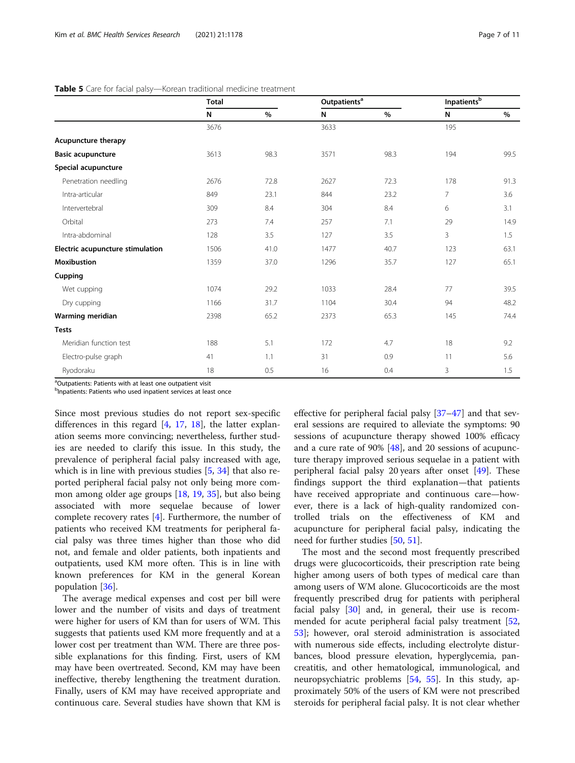**Table 5** Care for facial palsy—Korean traditional medicine treatment

| | Total | | Outpatients[a] | | Inpatients[b] | |
|---|---|---|---|---|---|---|
| | N | % | N | % | N | % |
| | 3676 | | 3633 | | 195 | |
| **Acupuncture therapy** | | | | | | |
| **Basic acupuncture** | 3613 | 98.3 | 3571 | 98.3 | 194 | 99.5 |
| **Special acupuncture** | | | | | | |
| Penetration needling | 2676 | 72.8 | 2627 | 72.3 | 178 | 91.3 |
| Intra-articular | 849 | 23.1 | 844 | 23.2 | 7 | 3.6 |
| Intervertebral | 309 | 8.4 | 304 | 8.4 | 6 | 3.1 |
| Orbital | 273 | 7.4 | 257 | 7.1 | 29 | 14.9 |
| Intra-abdominal | 128 | 3.5 | 127 | 3.5 | 3 | 1.5 |
| **Electric acupuncture stimulation** | 1506 | 41.0 | 1477 | 40.7 | 123 | 63.1 |
| **Moxibustion** | 1359 | 37.0 | 1296 | 35.7 | 127 | 65.1 |
| **Cupping** | | | | | | |
| Wet cupping | 1074 | 29.2 | 1033 | 28.4 | 77 | 39.5 |
| Dry cupping | 1166 | 31.7 | 1104 | 30.4 | 94 | 48.2 |
| **Warming meridian** | 2398 | 65.2 | 2373 | 65.3 | 145 | 74.4 |
| **Tests** | | | | | | |
| Meridian function test | 188 | 5.1 | 172 | 4.7 | 18 | 9.2 |
| Electro-pulse graph | 41 | 1.1 | 31 | 0.9 | 11 | 5.6 |
| Ryodoraku | 18 | 0.5 | 16 | 0.4 | 3 | 1.5 |

[a]Outpatients: Patients with at least one outpatient visit
[b]Inpatients: Patients who used inpatient services at least once

Since most previous studies do not report sex-specific differences in this regard [4, 17, 18], the latter explanation seems more convincing; nevertheless, further studies are needed to clarify this issue. In this study, the prevalence of peripheral facial palsy increased with age, which is in line with previous studies [5, 34] that also reported peripheral facial palsy not only being more common among older age groups [18, 19, 35], but also being associated with more sequelae because of lower complete recovery rates [4]. Furthermore, the number of patients who received KM treatments for peripheral facial palsy was three times higher than those who did not, and female and older patients, both inpatients and outpatients, used KM more often. This is in line with known preferences for KM in the general Korean population [36].

The average medical expenses and cost per bill were lower and the number of visits and days of treatment were higher for users of KM than for users of WM. This suggests that patients used KM more frequently and at a lower cost per treatment than WM. There are three possible explanations for this finding. First, users of KM may have been overtreated. Second, KM may have been ineffective, thereby lengthening the treatment duration. Finally, users of KM may have received appropriate and continuous care. Several studies have shown that KM is effective for peripheral facial palsy [37–47] and that several sessions are required to alleviate the symptoms: 90 sessions of acupuncture therapy showed 100% efficacy and a cure rate of 90% [48], and 20 sessions of acupuncture therapy improved serious sequelae in a patient with peripheral facial palsy 20 years after onset [49]. These findings support the third explanation—that patients have received appropriate and continuous care—however, there is a lack of high-quality randomized controlled trials on the effectiveness of KM and acupuncture for peripheral facial palsy, indicating the need for further studies [50, 51].

The most and the second most frequently prescribed drugs were glucocorticoids, their prescription rate being higher among users of both types of medical care than among users of WM alone. Glucocorticoids are the most frequently prescribed drug for patients with peripheral facial palsy [30] and, in general, their use is recommended for acute peripheral facial palsy treatment [52, 53]; however, oral steroid administration is associated with numerous side effects, including electrolyte disturbances, blood pressure elevation, hyperglycemia, pancreatitis, and other hematological, immunological, and neuropsychiatric problems [54, 55]. In this study, approximately 50% of the users of KM were not prescribed steroids for peripheral facial palsy. It is not clear whether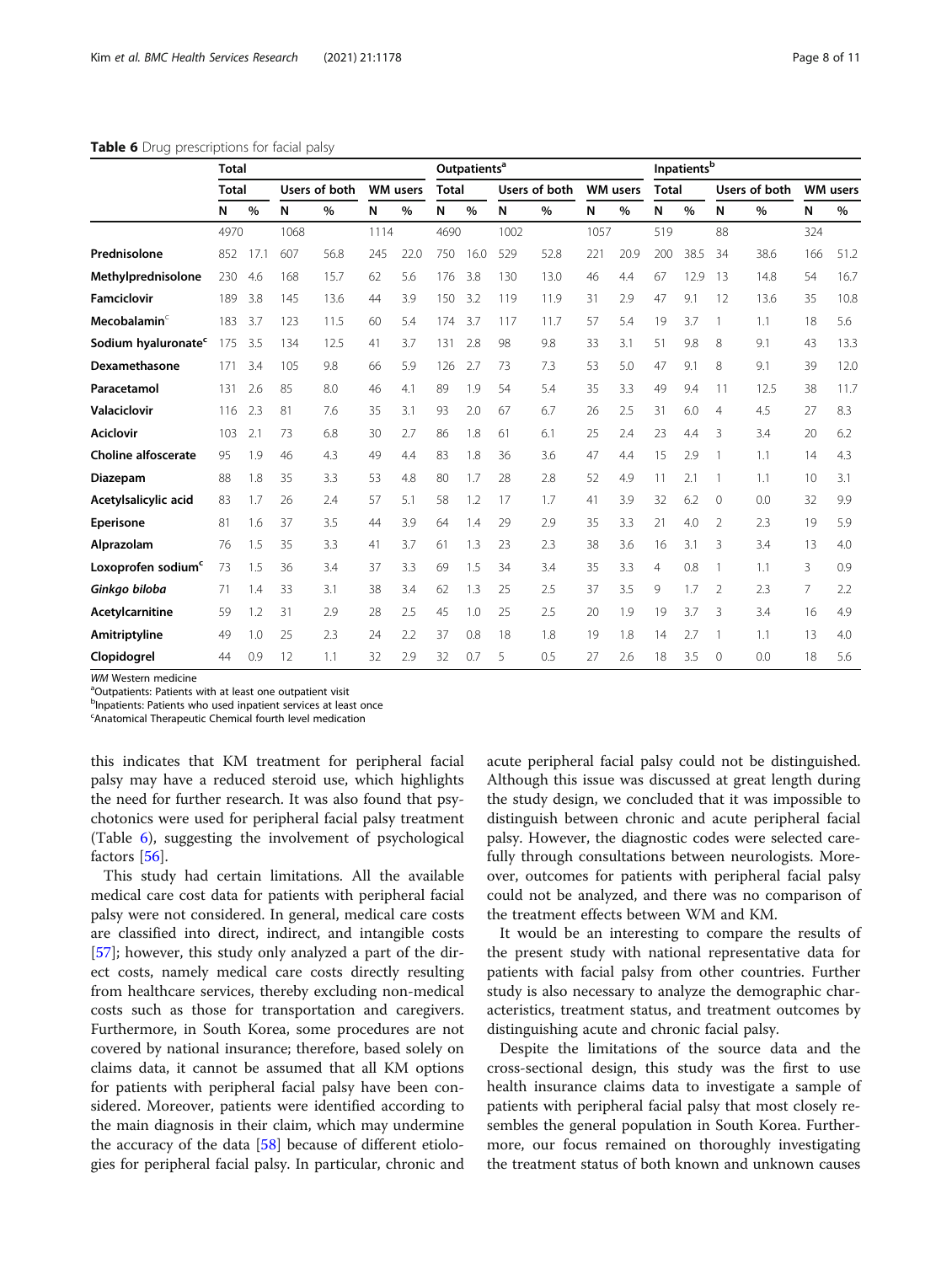**Table 6** Drug prescriptions for facial palsy

| | Total | | | | | | Outpatients[a] | | | | | | Inpatients[b] | | | | | |
|---|---|---|---|---|---|---|---|---|---|---|---|---|---|---|---|---|---|---|
| | Total | | Users of both | | WM users | | Total | | Users of both | | WM users | | Total | | Users of both | | WM users | |
| | N | % | N | % | N | % | N | % | N | % | N | % | N | % | N | % | N | % |
| | 4970 | | 1068 | | 1114 | | 4690 | | 1002 | | 1057 | | 519 | | 88 | | 324 | |
| **Prednisolone** | 852 | 17.1 | 607 | 56.8 | 245 | 22.0 | 750 | 16.0 | 529 | 52.8 | 221 | 20.9 | 200 | 38.5 | 34 | 38.6 | 166 | 51.2 |
| **Methylprednisolone** | 230 | 4.6 | 168 | 15.7 | 62 | 5.6 | 176 | 3.8 | 130 | 13.0 | 46 | 4.4 | 67 | 12.9 | 13 | 14.8 | 54 | 16.7 |
| **Famciclovir** | 189 | 3.8 | 145 | 13.6 | 44 | 3.9 | 150 | 3.2 | 119 | 11.9 | 31 | 2.9 | 47 | 9.1 | 12 | 13.6 | 35 | 10.8 |
| **Mecobalamin**[c] | 183 | 3.7 | 123 | 11.5 | 60 | 5.4 | 174 | 3.7 | 117 | 11.7 | 57 | 5.4 | 19 | 3.7 | 1 | 1.1 | 18 | 5.6 |
| **Sodium hyaluronate**[c] | 175 | 3.5 | 134 | 12.5 | 41 | 3.7 | 131 | 2.8 | 98 | 9.8 | 33 | 3.1 | 51 | 9.8 | 8 | 9.1 | 43 | 13.3 |
| **Dexamethasone** | 171 | 3.4 | 105 | 9.8 | 66 | 5.9 | 126 | 2.7 | 73 | 7.3 | 53 | 5.0 | 47 | 9.1 | 8 | 9.1 | 39 | 12.0 |
| **Paracetamol** | 131 | 2.6 | 85 | 8.0 | 46 | 4.1 | 89 | 1.9 | 54 | 5.4 | 35 | 3.3 | 49 | 9.4 | 11 | 12.5 | 38 | 11.7 |
| **Valaciclovir** | 116 | 2.3 | 81 | 7.6 | 35 | 3.1 | 93 | 2.0 | 67 | 6.7 | 26 | 2.5 | 31 | 6.0 | 4 | 4.5 | 27 | 8.3 |
| **Aciclovir** | 103 | 2.1 | 73 | 6.8 | 30 | 2.7 | 86 | 1.8 | 61 | 6.1 | 25 | 2.4 | 23 | 4.4 | 3 | 3.4 | 20 | 6.2 |
| **Choline alfoscerate** | 95 | 1.9 | 46 | 4.3 | 49 | 4.4 | 83 | 1.8 | 36 | 3.6 | 47 | 4.4 | 15 | 2.9 | 1 | 1.1 | 14 | 4.3 |
| **Diazepam** | 88 | 1.8 | 35 | 3.3 | 53 | 4.8 | 80 | 1.7 | 28 | 2.8 | 52 | 4.9 | 11 | 2.1 | 1 | 1.1 | 10 | 3.1 |
| **Acetylsalicylic acid** | 83 | 1.7 | 26 | 2.4 | 57 | 5.1 | 58 | 1.2 | 17 | 1.7 | 41 | 3.9 | 32 | 6.2 | 0 | 0.0 | 32 | 9.9 |
| **Eperisone** | 81 | 1.6 | 37 | 3.5 | 44 | 3.9 | 64 | 1.4 | 29 | 2.9 | 35 | 3.3 | 21 | 4.0 | 2 | 2.3 | 19 | 5.9 |
| **Alprazolam** | 76 | 1.5 | 35 | 3.3 | 41 | 3.7 | 61 | 1.3 | 23 | 2.3 | 38 | 3.6 | 16 | 3.1 | 3 | 3.4 | 13 | 4.0 |
| **Loxoprofen sodium**[c] | 73 | 1.5 | 36 | 3.4 | 37 | 3.3 | 69 | 1.5 | 34 | 3.4 | 35 | 3.3 | 4 | 0.8 | 1 | 1.1 | 3 | 0.9 |
| ***Ginkgo biloba*** | 71 | 1.4 | 33 | 3.1 | 38 | 3.4 | 62 | 1.3 | 25 | 2.5 | 37 | 3.5 | 9 | 1.7 | 2 | 2.3 | 7 | 2.2 |
| **Acetylcarnitine** | 59 | 1.2 | 31 | 2.9 | 28 | 2.5 | 45 | 1.0 | 25 | 2.5 | 20 | 1.9 | 19 | 3.7 | 3 | 3.4 | 16 | 4.9 |
| **Amitriptyline** | 49 | 1.0 | 25 | 2.3 | 24 | 2.2 | 37 | 0.8 | 18 | 1.8 | 19 | 1.8 | 14 | 2.7 | 1 | 1.1 | 13 | 4.0 |
| **Clopidogrel** | 44 | 0.9 | 12 | 1.1 | 32 | 2.9 | 32 | 0.7 | 5 | 0.5 | 27 | 2.6 | 18 | 3.5 | 0 | 0.0 | 18 | 5.6 |

*WM* Western medicine
[a]Outpatients: Patients with at least one outpatient visit
[b]Inpatients: Patients who used inpatient services at least once
[c]Anatomical Therapeutic Chemical fourth level medication

this indicates that KM treatment for peripheral facial palsy may have a reduced steroid use, which highlights the need for further research. It was also found that psychotonics were used for peripheral facial palsy treatment (Table 6), suggesting the involvement of psychological factors [56].

This study had certain limitations. All the available medical care cost data for patients with peripheral facial palsy were not considered. In general, medical care costs are classified into direct, indirect, and intangible costs [57]; however, this study only analyzed a part of the direct costs, namely medical care costs directly resulting from healthcare services, thereby excluding non-medical costs such as those for transportation and caregivers. Furthermore, in South Korea, some procedures are not covered by national insurance; therefore, based solely on claims data, it cannot be assumed that all KM options for patients with peripheral facial palsy have been considered. Moreover, patients were identified according to the main diagnosis in their claim, which may undermine the accuracy of the data [58] because of different etiologies for peripheral facial palsy. In particular, chronic and acute peripheral facial palsy could not be distinguished. Although this issue was discussed at great length during the study design, we concluded that it was impossible to distinguish between chronic and acute peripheral facial palsy. However, the diagnostic codes were selected carefully through consultations between neurologists. Moreover, outcomes for patients with peripheral facial palsy could not be analyzed, and there was no comparison of the treatment effects between WM and KM.

It would be an interesting to compare the results of the present study with national representative data for patients with facial palsy from other countries. Further study is also necessary to analyze the demographic characteristics, treatment status, and treatment outcomes by distinguishing acute and chronic facial palsy.

Despite the limitations of the source data and the cross-sectional design, this study was the first to use health insurance claims data to investigate a sample of patients with peripheral facial palsy that most closely resembles the general population in South Korea. Furthermore, our focus remained on thoroughly investigating the treatment status of both known and unknown causes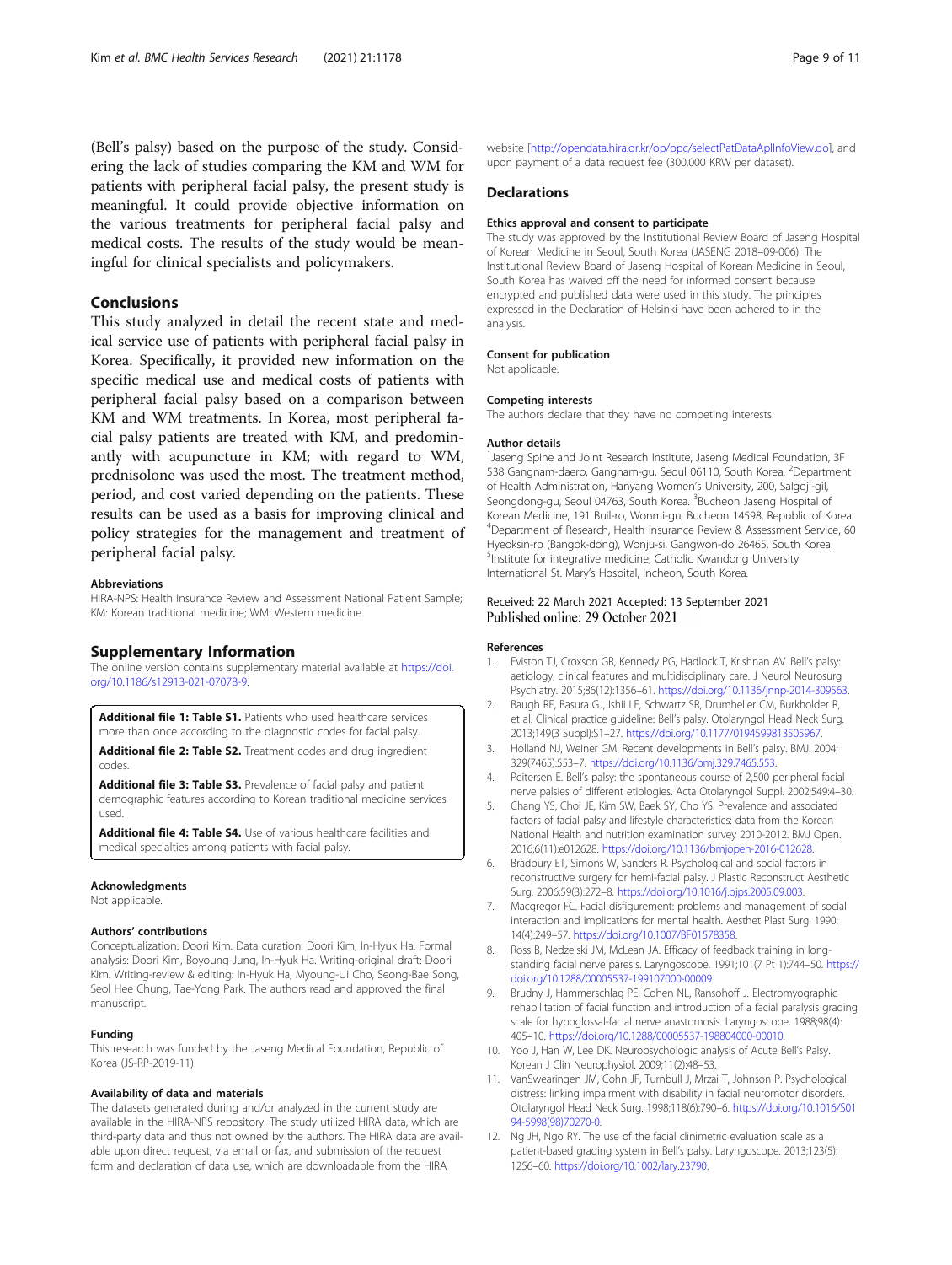(Bell's palsy) based on the purpose of the study. Considering the lack of studies comparing the KM and WM for patients with peripheral facial palsy, the present study is meaningful. It could provide objective information on the various treatments for peripheral facial palsy and medical costs. The results of the study would be meaningful for clinical specialists and policymakers.

## Conclusions

This study analyzed in detail the recent state and medical service use of patients with peripheral facial palsy in Korea. Specifically, it provided new information on the specific medical use and medical costs of patients with peripheral facial palsy based on a comparison between KM and WM treatments. In Korea, most peripheral facial palsy patients are treated with KM, and predominantly with acupuncture in KM; with regard to WM, prednisolone was used the most. The treatment method, period, and cost varied depending on the patients. These results can be used as a basis for improving clinical and policy strategies for the management and treatment of peripheral facial palsy.

### Abbreviations

HIRA-NPS: Health Insurance Review and Assessment National Patient Sample; KM: Korean traditional medicine; WM: Western medicine

## Supplementary Information

The online version contains supplementary material available at https://doi.org/10.1186/s12913-021-07078-9.

**Additional file 1: Table S1.** Patients who used healthcare services more than once according to the diagnostic codes for facial palsy.

**Additional file 2: Table S2.** Treatment codes and drug ingredient codes.

**Additional file 3: Table S3.** Prevalence of facial palsy and patient demographic features according to Korean traditional medicine services used.

**Additional file 4: Table S4.** Use of various healthcare facilities and medical specialties among patients with facial palsy.

### Acknowledgments

Not applicable.

### Authors' contributions

Conceptualization: Doori Kim. Data curation: Doori Kim, In-Hyuk Ha. Formal analysis: Doori Kim, Boyoung Jung, In-Hyuk Ha. Writing-original draft: Doori Kim. Writing-review & editing: In-Hyuk Ha, Myoung-Ui Cho, Seong-Bae Song, Seol Hee Chung, Tae-Yong Park. The authors read and approved the final manuscript.

### Funding

This research was funded by the Jaseng Medical Foundation, Republic of Korea (JS-RP-2019-11).

### Availability of data and materials

The datasets generated during and/or analyzed in the current study are available in the HIRA-NPS repository. The study utilized HIRA data, which are third-party data and thus not owned by the authors. The HIRA data are available upon direct request, via email or fax, and submission of the request form and declaration of data use, which are downloadable from the HIRA website [http://opendata.hira.or.kr/op/opc/selectPatDataAplInfoView.do], and upon payment of a data request fee (300,000 KRW per dataset).

## Declarations

### Ethics approval and consent to participate

The study was approved by the Institutional Review Board of Jaseng Hospital of Korean Medicine in Seoul, South Korea (JASENG 2018–09-006). The Institutional Review Board of Jaseng Hospital of Korean Medicine in Seoul, South Korea has waived off the need for informed consent because encrypted and published data were used in this study. The principles expressed in the Declaration of Helsinki have been adhered to in the analysis.

### Consent for publication

Not applicable.

### Competing interests

The authors declare that they have no competing interests.

### Author details

[1]Jaseng Spine and Joint Research Institute, Jaseng Medical Foundation, 3F 538 Gangnam-daero, Gangnam-gu, Seoul 06110, South Korea. [2]Department of Health Administration, Hanyang Women's University, 200, Salgoji-gil, Seongdong-gu, Seoul 04763, South Korea. [3]Bucheon Jaseng Hospital of Korean Medicine, 191 Buil-ro, Wonmi-gu, Bucheon 14598, Republic of Korea. [4]Department of Research, Health Insurance Review & Assessment Service, 60 Hyeoksin-ro (Bangok-dong), Wonju-si, Gangwon-do 26465, South Korea. [5]Institute for integrative medicine, Catholic Kwandong University International St. Mary's Hospital, Incheon, South Korea.

Received: 22 March 2021 Accepted: 13 September 2021
Published online: 29 October 2021

### References

1. Eviston TJ, Croxson GR, Kennedy PG, Hadlock T, Krishnan AV. Bell's palsy: aetiology, clinical features and multidisciplinary care. J Neurol Neurosurg Psychiatry. 2015;86(12):1356–61. https://doi.org/10.1136/jnnp-2014-309563.
2. Baugh RF, Basura GJ, Ishii LE, Schwartz SR, Drumheller CM, Burkholder R, et al. Clinical practice guideline: Bell's palsy. Otolaryngol Head Neck Surg. 2013;149(3 Suppl):S1–27. https://doi.org/10.1177/0194599813505967.
3. Holland NJ, Weiner GM. Recent developments in Bell's palsy. BMJ. 2004; 329(7465):553–7. https://doi.org/10.1136/bmj.329.7465.553.
4. Peitersen E. Bell's palsy: the spontaneous course of 2,500 peripheral facial nerve palsies of different etiologies. Acta Otolaryngol Suppl. 2002;549:4–30.
5. Chang YS, Choi JE, Kim SW, Baek SY, Cho YS. Prevalence and associated factors of facial palsy and lifestyle characteristics: data from the Korean National Health and nutrition examination survey 2010-2012. BMJ Open. 2016;6(11):e012628. https://doi.org/10.1136/bmjopen-2016-012628.
6. Bradbury ET, Simons W, Sanders R. Psychological and social factors in reconstructive surgery for hemi-facial palsy. J Plastic Reconstruct Aesthetic Surg. 2006;59(3):272–8. https://doi.org/10.1016/j.bjps.2005.09.003.
7. Macgregor FC. Facial disfigurement: problems and management of social interaction and implications for mental health. Aesthet Plast Surg. 1990; 14(4):249–57. https://doi.org/10.1007/BF01578358.
8. Ross B, Nedzelski JM, McLean JA. Efficacy of feedback training in long-standing facial nerve paresis. Laryngoscope. 1991;101(7 Pt 1):744–50. https://doi.org/10.1288/00005537-199107000-00009.
9. Brudny J, Hammerschlag PE, Cohen NL, Ransohoff J. Electromyographic rehabilitation of facial function and introduction of a facial paralysis grading scale for hypoglossal-facial nerve anastomosis. Laryngoscope. 1988;98(4): 405–10. https://doi.org/10.1288/00005537-198804000-00010.
10. Yoo J, Han W, Lee DK. Neuropsychologic analysis of Acute Bell's Palsy. Korean J Clin Neurophysiol. 2009;11(2):48–53.
11. VanSwearingen JM, Cohn JF, Turnbull J, Mrzai T, Johnson P. Psychological distress: linking impairment with disability in facial neuromotor disorders. Otolaryngol Head Neck Surg. 1998;118(6):790–6. https://doi.org/10.1016/S0194-5998(98)70270-0.
12. Ng JH, Ngo RY. The use of the facial clinimetric evaluation scale as a patient-based grading system in Bell's palsy. Laryngoscope. 2013;123(5): 1256–60. https://doi.org/10.1002/lary.23790.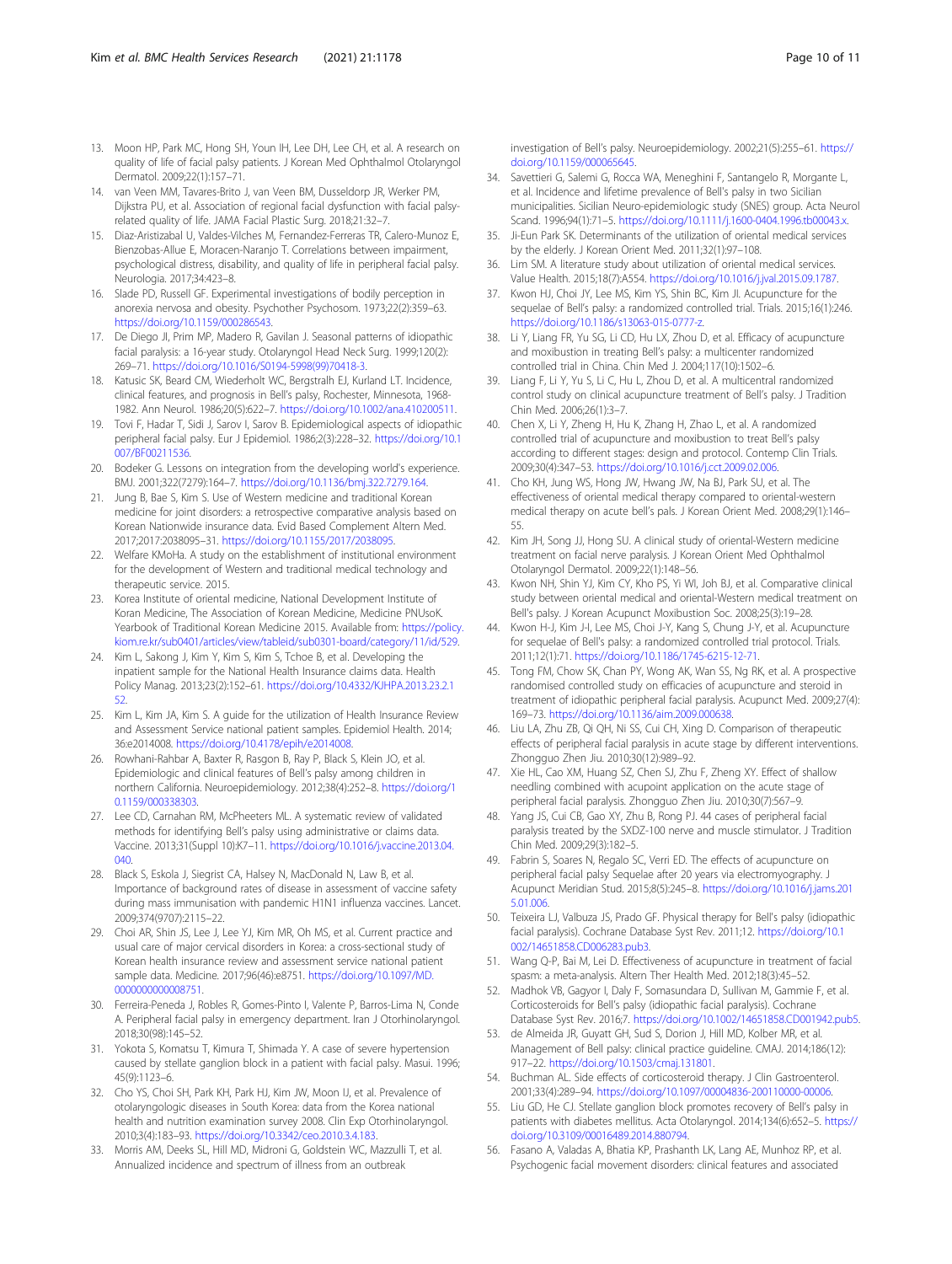13. Moon HP, Park MC, Hong SH, Youn IH, Lee DH, Lee CH, et al. A research on quality of life of facial palsy patients. J Korean Med Ophthalmol Otolaryngol Dermatol. 2009;22(1):157–71.
14. van Veen MM, Tavares-Brito J, van Veen BM, Dusseldorp JR, Werker PM, Dijkstra PU, et al. Association of regional facial dysfunction with facial palsy-related quality of life. JAMA Facial Plastic Surg. 2018;21:32–7.
15. Diaz-Aristizabal U, Valdes-Vilches M, Fernandez-Ferreras TR, Calero-Munoz E, Bienzobas-Allue E, Moracen-Naranjo T. Correlations between impairment, psychological distress, disability, and quality of life in peripheral facial palsy. Neurologia. 2017;34:423–8.
16. Slade PD, Russell GF. Experimental investigations of bodily perception in anorexia nervosa and obesity. Psychother Psychosom. 1973;22(2):359–63. https://doi.org/10.1159/000286543.
17. De Diego JI, Prim MP, Madero R, Gavilan J. Seasonal patterns of idiopathic facial paralysis: a 16-year study. Otolaryngol Head Neck Surg. 1999;120(2): 269–71. https://doi.org/10.1016/S0194-5998(99)70418-3.
18. Katusic SK, Beard CM, Wiederholt WC, Bergstralh EJ, Kurland LT. Incidence, clinical features, and prognosis in Bell's palsy, Rochester, Minnesota, 1968-1982. Ann Neurol. 1986;20(5):622–7. https://doi.org/10.1002/ana.410200511.
19. Tovi F, Hadar T, Sidi J, Sarov I, Sarov B. Epidemiological aspects of idiopathic peripheral facial palsy. Eur J Epidemiol. 1986;2(3):228–32. https://doi.org/10.1007/BF00211536.
20. Bodeker G. Lessons on integration from the developing world's experience. BMJ. 2001;322(7279):164–7. https://doi.org/10.1136/bmj.322.7279.164.
21. Jung B, Bae S, Kim S. Use of Western medicine and traditional Korean medicine for joint disorders: a retrospective comparative analysis based on Korean Nationwide insurance data. Evid Based Complement Altern Med. 2017;2017:2038095–31. https://doi.org/10.1155/2017/2038095.
22. Welfare KMoHa. A study on the establishment of institutional environment for the development of Western and traditional medical technology and therapeutic service. 2015.
23. Korea Institute of oriental medicine, National Development Institute of Koran Medicine, The Association of Korean Medicine, Medicine PNUsoK. Yearbook of Traditional Korean Medicine 2015. Available from: https://policy.kiom.re.kr/sub0401/articles/view/tableid/sub0301-board/category/11/id/529.
24. Kim L, Sakong J, Kim Y, Kim S, Kim S, Tchoe B, et al. Developing the inpatient sample for the National Health Insurance claims data. Health Policy Manag. 2013;23(2):152–61. https://doi.org/10.4332/KJHPA.2013.23.2.152.
25. Kim L, Kim JA, Kim S. A guide for the utilization of Health Insurance Review and Assessment Service national patient samples. Epidemiol Health. 2014; 36:e2014008. https://doi.org/10.4178/epih/e2014008.
26. Rowhani-Rahbar A, Baxter R, Rasgon B, Ray P, Black S, Klein JO, et al. Epidemiologic and clinical features of Bell's palsy among children in northern California. Neuroepidemiology. 2012;38(4):252–8. https://doi.org/10.1159/000338303.
27. Lee CD, Carnahan RM, McPheeters ML. A systematic review of validated methods for identifying Bell's palsy using administrative or claims data. Vaccine. 2013;31(Suppl 10):K7–11. https://doi.org/10.1016/j.vaccine.2013.04.040.
28. Black S, Eskola J, Siegrist CA, Halsey N, MacDonald N, Law B, et al. Importance of background rates of disease in assessment of vaccine safety during mass immunisation with pandemic H1N1 influenza vaccines. Lancet. 2009;374(9707):2115–22.
29. Choi AR, Shin JS, Lee J, Lee YJ, Kim MR, Oh MS, et al. Current practice and usual care of major cervical disorders in Korea: a cross-sectional study of Korean health insurance review and assessment service national patient sample data. Medicine. 2017;96(46):e8751. https://doi.org/10.1097/MD.0000000000008751.
30. Ferreira-Peneda J, Robles R, Gomes-Pinto I, Valente P, Barros-Lima N, Conde A. Peripheral facial palsy in emergency department. Iran J Otorhinolaryngol. 2018;30(98):145–52.
31. Yokota S, Komatsu T, Kimura T, Shimada Y. A case of severe hypertension caused by stellate ganglion block in a patient with facial palsy. Masui. 1996; 45(9):1123–6.
32. Cho YS, Choi SH, Park KH, Park HJ, Kim JW, Moon IJ, et al. Prevalence of otolaryngologic diseases in South Korea: data from the Korea national health and nutrition examination survey 2008. Clin Exp Otorhinolaryngol. 2010;3(4):183–93. https://doi.org/10.3342/ceo.2010.3.4.183.
33. Morris AM, Deeks SL, Hill MD, Midroni G, Goldstein WC, Mazzulli T, et al. Annualized incidence and spectrum of illness from an outbreak investigation of Bell's palsy. Neuroepidemiology. 2002;21(5):255–61. https://doi.org/10.1159/000065645.
34. Savettieri G, Salemi G, Rocca WA, Meneghini F, Santangelo R, Morgante L, et al. Incidence and lifetime prevalence of Bell's palsy in two Sicilian municipalities. Sicilian Neuro-epidemiologic study (SNES) group. Acta Neurol Scand. 1996;94(1):71–5. https://doi.org/10.1111/j.1600-0404.1996.tb00043.x.
35. Ji-Eun Park SK. Determinants of the utilization of oriental medical services by the elderly. J Korean Orient Med. 2011;32(1):97–108.
36. Lim SM. A literature study about utilization of oriental medical services. Value Health. 2015;18(7):A554. https://doi.org/10.1016/j.jval.2015.09.1787.
37. Kwon HJ, Choi JY, Lee MS, Kim YS, Shin BC, Kim JI. Acupuncture for the sequelae of Bell's palsy: a randomized controlled trial. Trials. 2015;16(1):246. https://doi.org/10.1186/s13063-015-0777-z.
38. Li Y, Liang FR, Yu SG, Li CD, Hu LX, Zhou D, et al. Efficacy of acupuncture and moxibustion in treating Bell's palsy: a multicenter randomized controlled trial in China. Chin Med J. 2004;117(10):1502–6.
39. Liang F, Li Y, Yu S, Li C, Hu L, Zhou D, et al. A multicentral randomized control study on clinical acupuncture treatment of Bell's palsy. J Tradition Chin Med. 2006;26(1):3–7.
40. Chen X, Li Y, Zheng H, Hu K, Zhang H, Zhao L, et al. A randomized controlled trial of acupuncture and moxibustion to treat Bell's palsy according to different stages: design and protocol. Contemp Clin Trials. 2009;30(4):347–53. https://doi.org/10.1016/j.cct.2009.02.006.
41. Cho KH, Jung WS, Hong JW, Hwang JW, Na BJ, Park SU, et al. The effectiveness of oriental medical therapy compared to oriental-western medical therapy on acute bell's pals. J Korean Orient Med. 2008;29(1):146–55.
42. Kim JH, Song JJ, Hong SU. A clinical study of oriental-Western medicine treatment on facial nerve paralysis. J Korean Orient Med Ophthalmol Otolaryngol Dermatol. 2009;22(1):148–56.
43. Kwon NH, Shin YJ, Kim CY, Kho PS, Yi WI, Joh BJ, et al. Comparative clinical study between oriental medical and oriental-Western medical treatment on Bell's palsy. J Korean Acupunct Moxibustion Soc. 2008;25(3):19–28.
44. Kwon H-J, Kim J-I, Lee MS, Choi J-Y, Kang S, Chung J-Y, et al. Acupuncture for sequelae of Bell's palsy: a randomized controlled trial protocol. Trials. 2011;12(1):71. https://doi.org/10.1186/1745-6215-12-71.
45. Tong FM, Chow SK, Chan PY, Wong AK, Wan SS, Ng RK, et al. A prospective randomised controlled study on efficacies of acupuncture and steroid in treatment of idiopathic peripheral facial paralysis. Acupunct Med. 2009;27(4): 169–73. https://doi.org/10.1136/aim.2009.000638.
46. Liu LA, Zhu ZB, Qi QH, Ni SS, Cui CH, Xing D. Comparison of therapeutic effects of peripheral facial paralysis in acute stage by different interventions. Zhongguo Zhen Jiu. 2010;30(12):989–92.
47. Xie HL, Cao XM, Huang SZ, Chen SJ, Zhu F, Zheng XY. Effect of shallow needling combined with acupoint application on the acute stage of peripheral facial paralysis. Zhongguo Zhen Jiu. 2010;30(7):567–9.
48. Yang JS, Cui CB, Gao XY, Zhu B, Rong PJ. 44 cases of peripheral facial paralysis treated by the SXDZ-100 nerve and muscle stimulator. J Tradition Chin Med. 2009;29(3):182–5.
49. Fabrin S, Soares N, Regalo SC, Verri ED. The effects of acupuncture on peripheral facial palsy Sequelae after 20 years via electromyography. J Acupunct Meridian Stud. 2015;8(5):245–8. https://doi.org/10.1016/j.jams.2015.01.006.
50. Teixeira LJ, Valbuza JS, Prado GF. Physical therapy for Bell's palsy (idiopathic facial paralysis). Cochrane Database Syst Rev. 2011;12. https://doi.org/10.1002/14651858.CD006283.pub3.
51. Wang Q-P, Bai M, Lei D. Effectiveness of acupuncture in treatment of facial spasm: a meta-analysis. Altern Ther Health Med. 2012;18(3):45–52.
52. Madhok VB, Gagyor I, Daly F, Somasundara D, Sullivan M, Gammie F, et al. Corticosteroids for Bell's palsy (idiopathic facial paralysis). Cochrane Database Syst Rev. 2016;7. https://doi.org/10.1002/14651858.CD001942.pub5.
53. de Almeida JR, Guyatt GH, Sud S, Dorion J, Hill MD, Kolber MR, et al. Management of Bell palsy: clinical practice guideline. CMAJ. 2014;186(12): 917–22. https://doi.org/10.1503/cmaj.131801.
54. Buchman AL. Side effects of corticosteroid therapy. J Clin Gastroenterol. 2001;33(4):289–94. https://doi.org/10.1097/00004836-200110000-00006.
55. Liu GD, He CJ. Stellate ganglion block promotes recovery of Bell's palsy in patients with diabetes mellitus. Acta Otolaryngol. 2014;134(6):652–5. https://doi.org/10.3109/00016489.2014.880794.
56. Fasano A, Valadas A, Bhatia KP, Prashanth LK, Lang AE, Munhoz RP, et al. Psychogenic facial movement disorders: clinical features and associated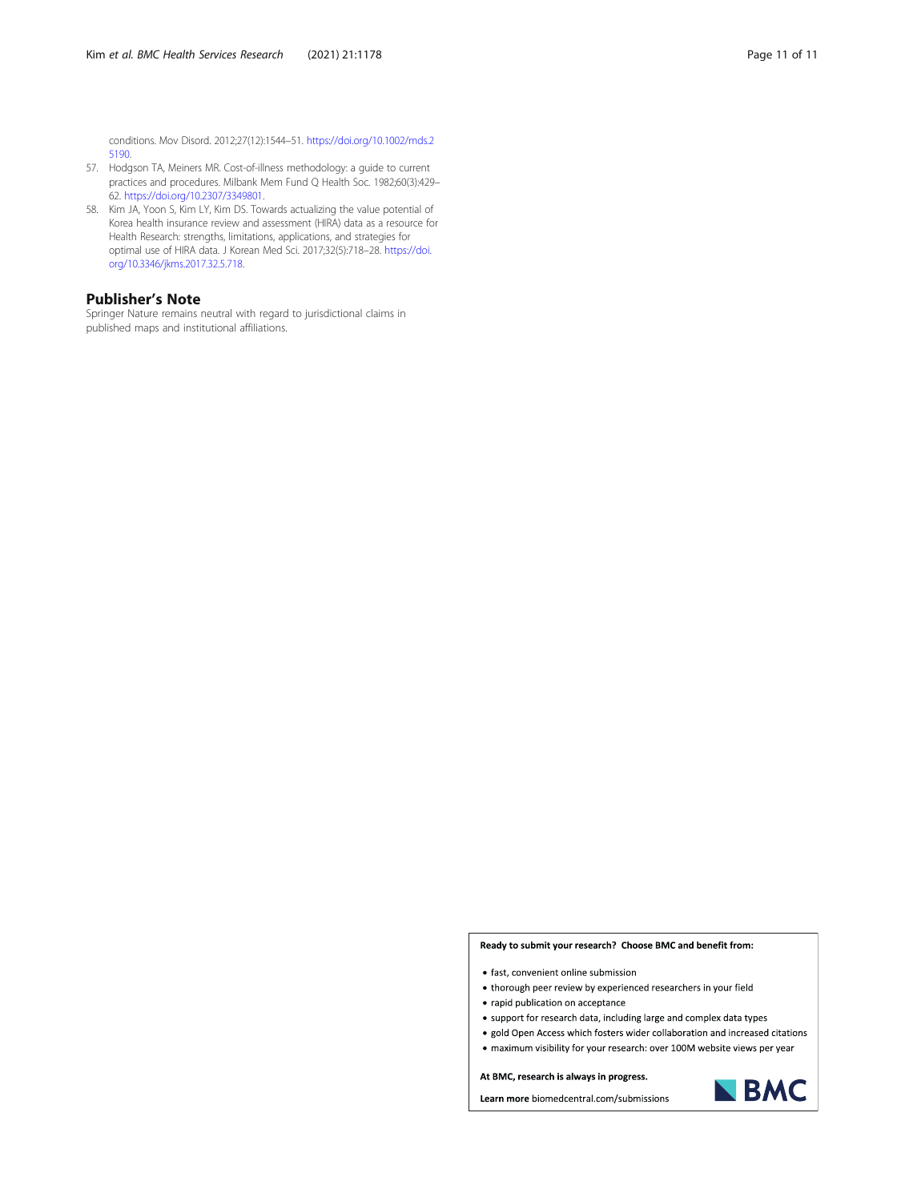conditions. Mov Disord. 2012;27(12):1544–51. https://doi.org/10.1002/mds.25190.

57. Hodgson TA, Meiners MR. Cost-of-illness methodology: a guide to current practices and procedures. Milbank Mem Fund Q Health Soc. 1982;60(3):429–62. https://doi.org/10.2307/3349801.
58. Kim JA, Yoon S, Kim LY, Kim DS. Towards actualizing the value potential of Korea health insurance review and assessment (HIRA) data as a resource for Health Research: strengths, limitations, applications, and strategies for optimal use of HIRA data. J Korean Med Sci. 2017;32(5):718–28. https://doi.org/10.3346/jkms.2017.32.5.718.

## Publisher's Note

Springer Nature remains neutral with regard to jurisdictional claims in published maps and institutional affiliations.

**Ready to submit your research? Choose BMC and benefit from:**

- fast, convenient online submission
- thorough peer review by experienced researchers in your field
- rapid publication on acceptance
- support for research data, including large and complex data types
- gold Open Access which fosters wider collaboration and increased citations
- maximum visibility for your research: over 100M website views per year

**At BMC, research is always in progress.**

**Learn more** biomedcentral.com/submissions

BMC